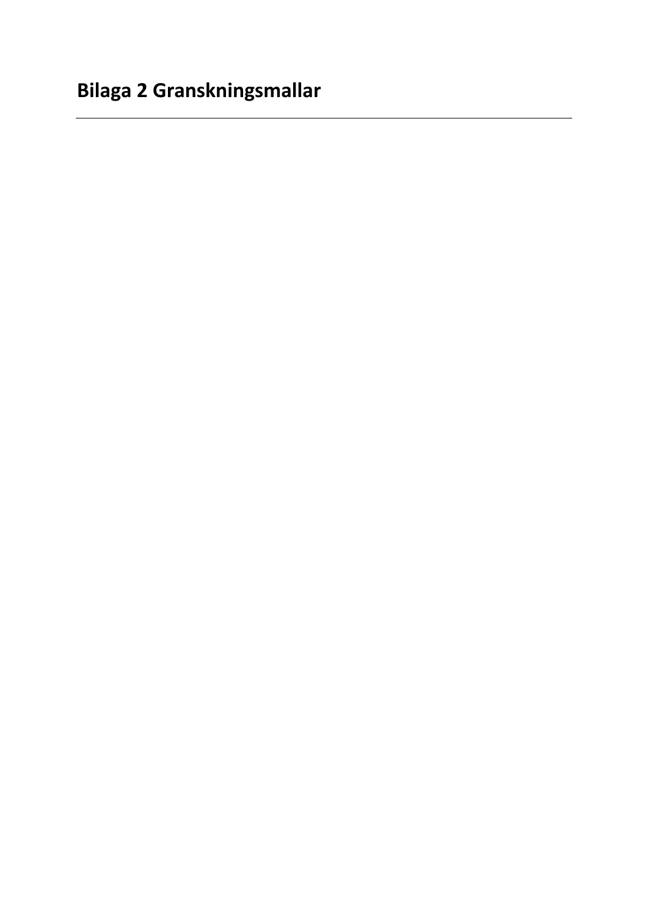# Bilaga 2 Granskningsmallar

---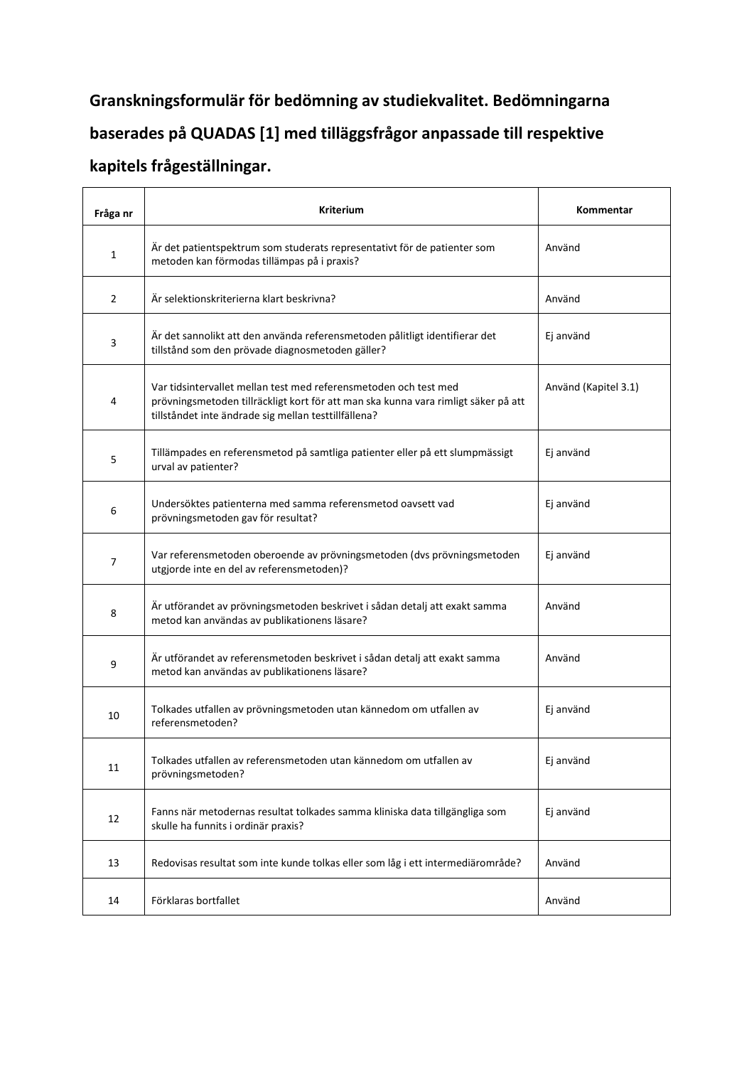**Granskningsformulär för bedömning av studiekvalitet. Bedömningarna baserades på QUADAS [1] med tilläggsfrågor anpassade till respektive kapitels frågeställningar.**

| Fråga nr | Kriterium | Kommentar |
|---|---|---|
| 1 | Är det patientspektrum som studerats representativt för de patienter som metoden kan förmodas tillämpas på i praxis? | Använd |
| 2 | Är selektionskriterierna klart beskrivna? | Använd |
| 3 | Är det sannolikt att den använda referensmetoden pålitligt identifierar det tillstånd som den prövade diagnosmetoden gäller? | Ej använd |
| 4 | Var tidsintervallet mellan test med referensmetoden och test med prövningsmetoden tillräckligt kort för att man ska kunna vara rimligt säker på att tillståndet inte ändrade sig mellan testtillfällena? | Använd (Kapitel 3.1) |
| 5 | Tillämpades en referensmetod på samtliga patienter eller på ett slumpmässigt urval av patienter? | Ej använd |
| 6 | Undersöktes patienterna med samma referensmetod oavsett vad prövningsmetoden gav för resultat? | Ej använd |
| 7 | Var referensmetoden oberoende av prövningsmetoden (dvs prövningsmetoden utgjorde inte en del av referensmetoden)? | Ej använd |
| 8 | Är utförandet av prövningsmetoden beskrivet i sådan detalj att exakt samma metod kan användas av publikationens läsare? | Använd |
| 9 | Är utförandet av referensmetoden beskrivet i sådan detalj att exakt samma metod kan användas av publikationens läsare? | Använd |
| 10 | Tolkades utfallen av prövningsmetoden utan kännedom om utfallen av referensmetoden? | Ej använd |
| 11 | Tolkades utfallen av referensmetoden utan kännedom om utfallen av prövningsmetoden? | Ej använd |
| 12 | Fanns när metodernas resultat tolkades samma kliniska data tillgängliga som skulle ha funnits i ordinär praxis? | Ej använd |
| 13 | Redovisas resultat som inte kunde tolkas eller som låg i ett intermediärområde? | Använd |
| 14 | Förklaras bortfallet | Använd |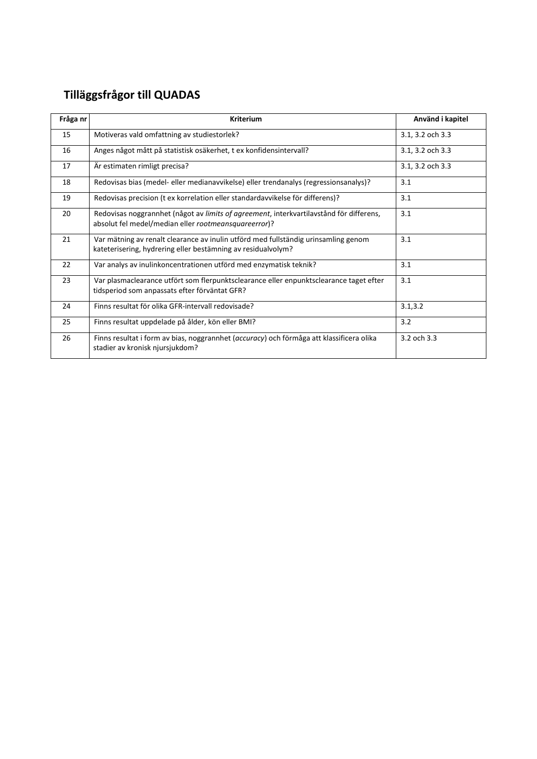## Tilläggsfrågor till QUADAS

| Fråga nr | Kriterium | Använd i kapitel |
|---|---|---|
| 15 | Motiveras vald omfattning av studiestorlek? | 3.1, 3.2 och 3.3 |
| 16 | Anges något mått på statistisk osäkerhet, t ex konfidensintervall? | 3.1, 3.2 och 3.3 |
| 17 | Är estimaten rimligt precisa? | 3.1, 3.2 och 3.3 |
| 18 | Redovisas bias (medel- eller medianavvikelse) eller trendanalys (regressionsanalys)? | 3.1 |
| 19 | Redovisas precision (t ex korrelation eller standardavvikelse för differens)? | 3.1 |
| 20 | Redovisas noggrannhet (något av *limits of agreement*, interkvartilavstånd för differens, absolut fel medel/median eller *rootmeansquareerror*)? | 3.1 |
| 21 | Var mätning av renalt clearance av inulin utförd med fullständig urinsamling genom kateterisering, hydrering eller bestämning av residualvolym? | 3.1 |
| 22 | Var analys av inulinkoncentrationen utförd med enzymatisk teknik? | 3.1 |
| 23 | Var plasmaclearance utfört som flerpunktsclearance eller enpunktsclearance taget efter tidsperiod som anpassats efter förväntat GFR? | 3.1 |
| 24 | Finns resultat för olika GFR-intervall redovisade? | 3.1,3.2 |
| 25 | Finns resultat uppdelade på ålder, kön eller BMI? | 3.2 |
| 26 | Finns resultat i form av bias, noggrannhet (*accuracy*) och förmåga att klassificera olika stadier av kronisk njursjukdom? | 3.2 och 3.3 |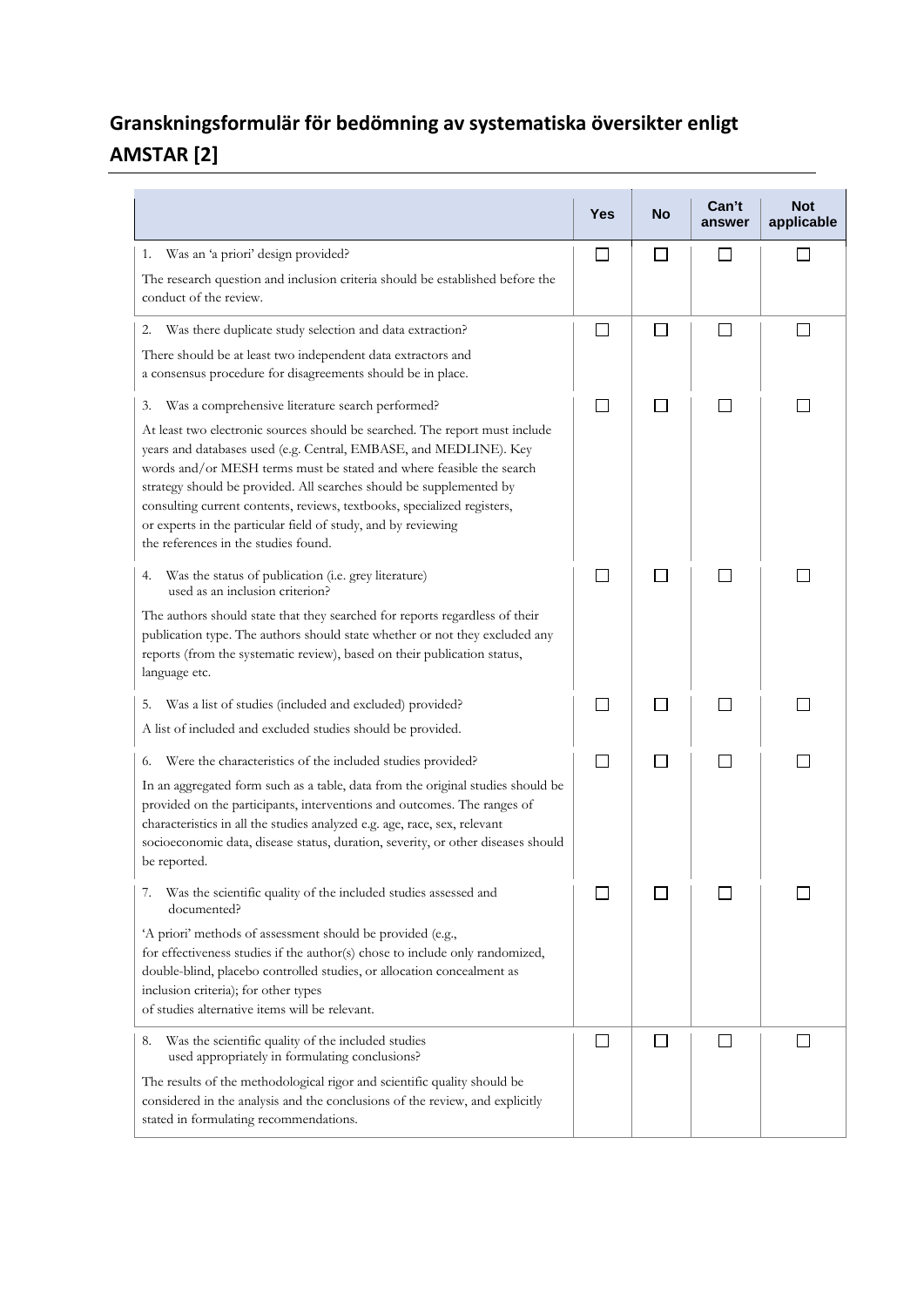# Granskningsformulär för bedömning av systematiska översikter enligt AMSTAR [2]

| | Yes | No | Can't answer | Not applicable |
|---|---|---|---|---|
| 1. Was an 'a priori' design provided?<br>The research question and inclusion criteria should be established before the conduct of the review. | ☐ | ☐ | ☐ | ☐ |
| 2. Was there duplicate study selection and data extraction?<br>There should be at least two independent data extractors and a consensus procedure for disagreements should be in place. | ☐ | ☐ | ☐ | ☐ |
| 3. Was a comprehensive literature search performed?<br>At least two electronic sources should be searched. The report must include years and databases used (e.g. Central, EMBASE, and MEDLINE). Key words and/or MESH terms must be stated and where feasible the search strategy should be provided. All searches should be supplemented by consulting current contents, reviews, textbooks, specialized registers, or experts in the particular field of study, and by reviewing the references in the studies found. | ☐ | ☐ | ☐ | ☐ |
| 4. Was the status of publication (i.e. grey literature) used as an inclusion criterion?<br>The authors should state that they searched for reports regardless of their publication type. The authors should state whether or not they excluded any reports (from the systematic review), based on their publication status, language etc. | ☐ | ☐ | ☐ | ☐ |
| 5. Was a list of studies (included and excluded) provided?<br>A list of included and excluded studies should be provided. | ☐ | ☐ | ☐ | ☐ |
| 6. Were the characteristics of the included studies provided?<br>In an aggregated form such as a table, data from the original studies should be provided on the participants, interventions and outcomes. The ranges of characteristics in all the studies analyzed e.g. age, race, sex, relevant socioeconomic data, disease status, duration, severity, or other diseases should be reported. | ☐ | ☐ | ☐ | ☐ |
| 7. Was the scientific quality of the included studies assessed and documented?<br>'A priori' methods of assessment should be provided (e.g., for effectiveness studies if the author(s) chose to include only randomized, double-blind, placebo controlled studies, or allocation concealment as inclusion criteria); for other types of studies alternative items will be relevant. | ☐ | ☐ | ☐ | ☐ |
| 8. Was the scientific quality of the included studies used appropriately in formulating conclusions?<br>The results of the methodological rigor and scientific quality should be considered in the analysis and the conclusions of the review, and explicitly stated in formulating recommendations. | ☐ | ☐ | ☐ | ☐ |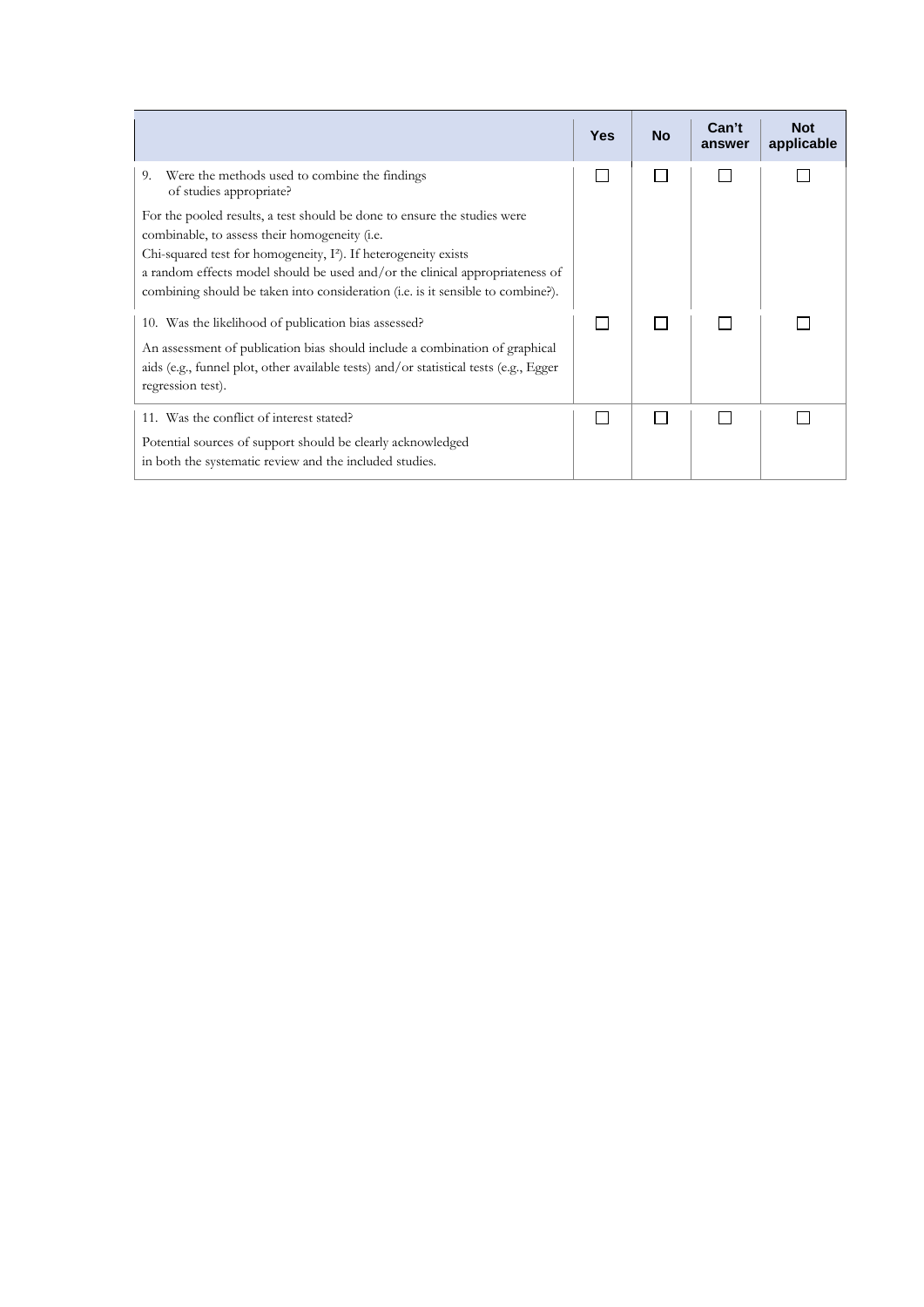| | Yes | No | Can't answer | Not applicable |
|---|---|---|---|---|
| 9. Were the methods used to combine the findings of studies appropriate?<br><br>For the pooled results, a test should be done to ensure the studies were combinable, to assess their homogeneity (i.e. Chi-squared test for homogeneity, $I^2$). If heterogeneity exists a random effects model should be used and/or the clinical appropriateness of combining should be taken into consideration (i.e. is it sensible to combine?). | ☐ | ☐ | ☐ | ☐ |
| 10. Was the likelihood of publication bias assessed?<br><br>An assessment of publication bias should include a combination of graphical aids (e.g., funnel plot, other available tests) and/or statistical tests (e.g., Egger regression test). | ☐ | ☐ | ☐ | ☐ |
| 11. Was the conflict of interest stated?<br><br>Potential sources of support should be clearly acknowledged in both the systematic review and the included studies. | ☐ | ☐ | ☐ | ☐ |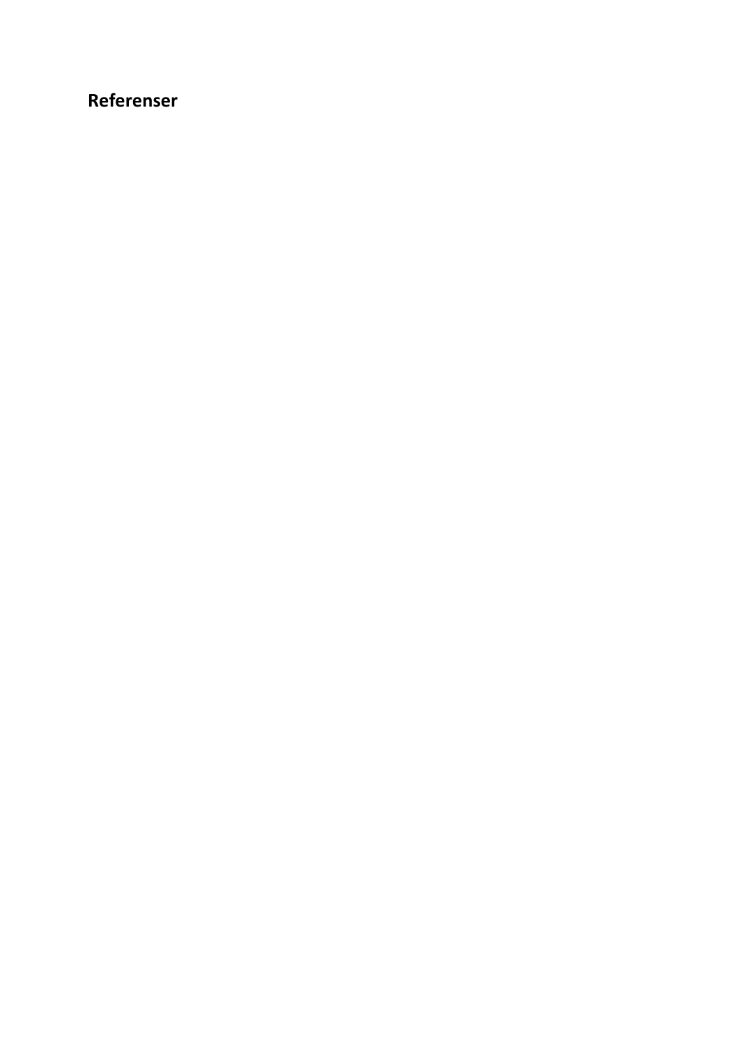## Referenser